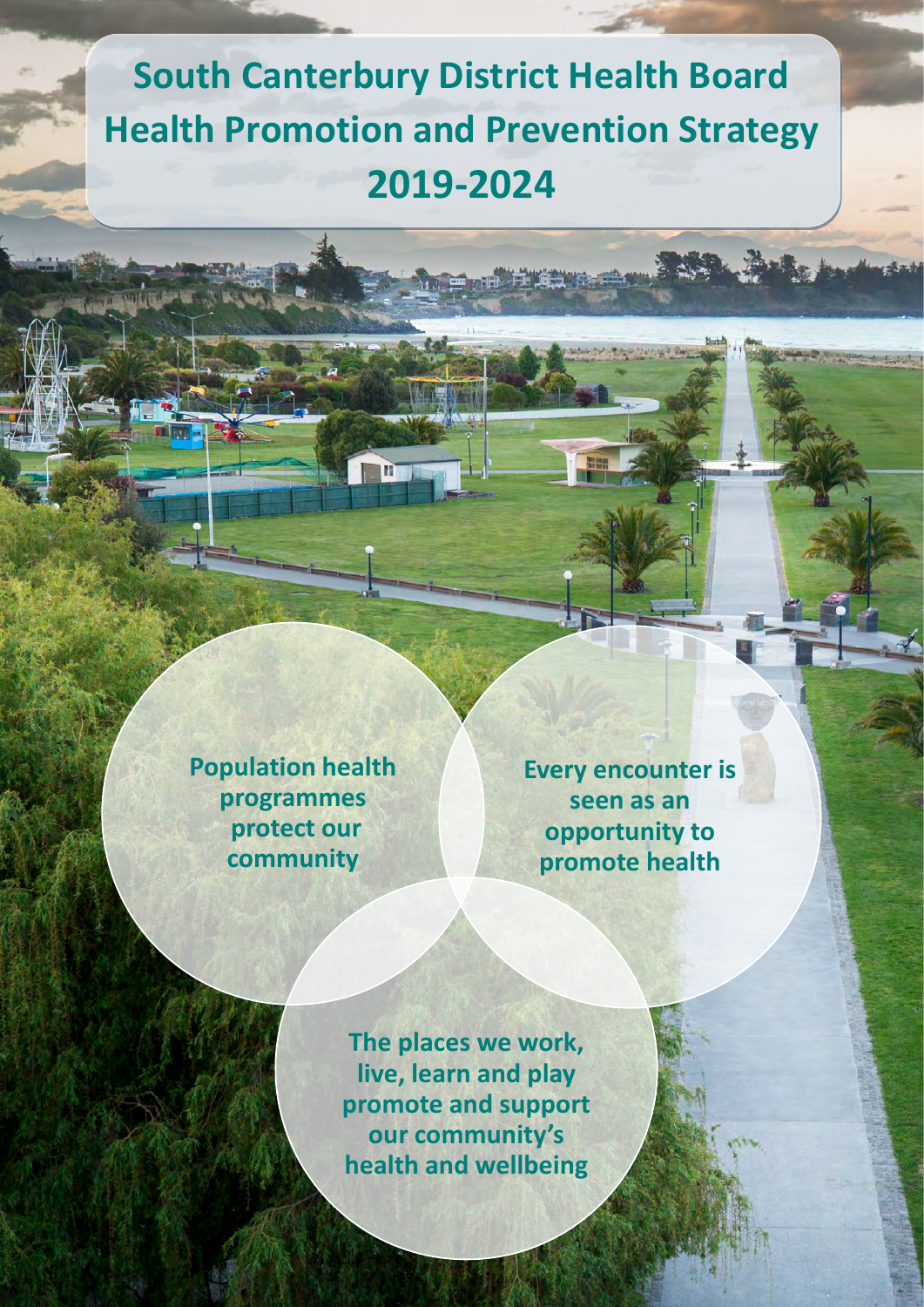# South Canterbury District Health Board Health Promotion and Prevention Strategy 2019-2024

**Population health programmes protect our community**

**Every encounter is seen as an opportunity to promote health**

**The places we work, live, learn and play promote and support our community's health and wellbeing**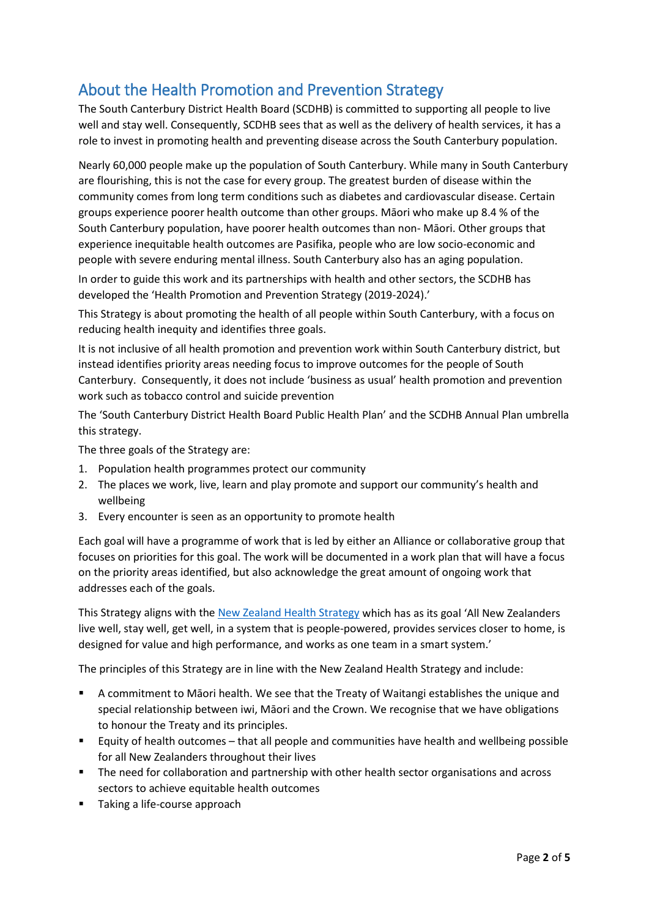## About the Health Promotion and Prevention Strategy

The South Canterbury District Health Board (SCDHB) is committed to supporting all people to live well and stay well. Consequently, SCDHB sees that as well as the delivery of health services, it has a role to invest in promoting health and preventing disease across the South Canterbury population.

Nearly 60,000 people make up the population of South Canterbury. While many in South Canterbury are flourishing, this is not the case for every group. The greatest burden of disease within the community comes from long term conditions such as diabetes and cardiovascular disease. Certain groups experience poorer health outcome than other groups. Māori who make up 8.4 % of the South Canterbury population, have poorer health outcomes than non- Māori. Other groups that experience inequitable health outcomes are Pasifika, people who are low socio-economic and people with severe enduring mental illness. South Canterbury also has an aging population.

In order to guide this work and its partnerships with health and other sectors, the SCDHB has developed the 'Health Promotion and Prevention Strategy (2019-2024).'

This Strategy is about promoting the health of all people within South Canterbury, with a focus on reducing health inequity and identifies three goals.

It is not inclusive of all health promotion and prevention work within South Canterbury district, but instead identifies priority areas needing focus to improve outcomes for the people of South Canterbury. Consequently, it does not include 'business as usual' health promotion and prevention work such as tobacco control and suicide prevention

The 'South Canterbury District Health Board Public Health Plan' and the SCDHB Annual Plan umbrella this strategy.

The three goals of the Strategy are:

1. Population health programmes protect our community
2. The places we work, live, learn and play promote and support our community's health and wellbeing
3. Every encounter is seen as an opportunity to promote health

Each goal will have a programme of work that is led by either an Alliance or collaborative group that focuses on priorities for this goal. The work will be documented in a work plan that will have a focus on the priority areas identified, but also acknowledge the great amount of ongoing work that addresses each of the goals.

This Strategy aligns with the New Zealand Health Strategy which has as its goal 'All New Zealanders live well, stay well, get well, in a system that is people-powered, provides services closer to home, is designed for value and high performance, and works as one team in a smart system.'

The principles of this Strategy are in line with the New Zealand Health Strategy and include:

- A commitment to Māori health. We see that the Treaty of Waitangi establishes the unique and special relationship between iwi, Māori and the Crown. We recognise that we have obligations to honour the Treaty and its principles.
- Equity of health outcomes – that all people and communities have health and wellbeing possible for all New Zealanders throughout their lives
- The need for collaboration and partnership with other health sector organisations and across sectors to achieve equitable health outcomes
- Taking a life-course approach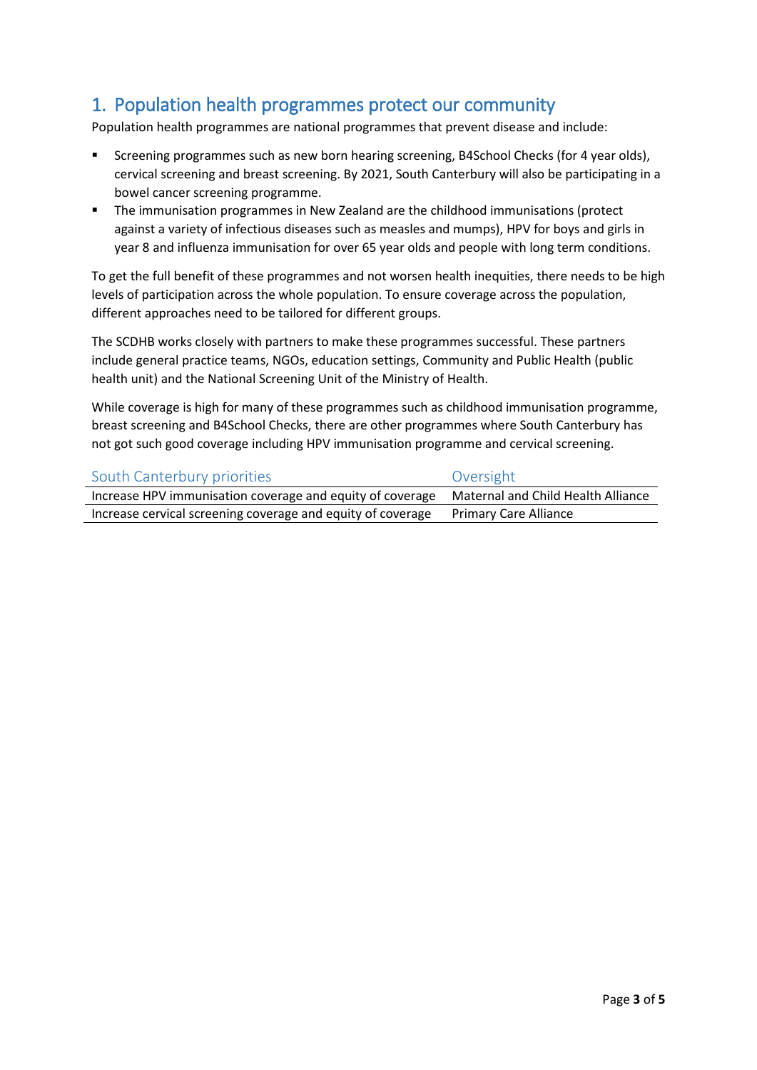## 1. Population health programmes protect our community

Population health programmes are national programmes that prevent disease and include:

- Screening programmes such as new born hearing screening, B4School Checks (for 4 year olds), cervical screening and breast screening. By 2021, South Canterbury will also be participating in a bowel cancer screening programme.
- The immunisation programmes in New Zealand are the childhood immunisations (protect against a variety of infectious diseases such as measles and mumps), HPV for boys and girls in year 8 and influenza immunisation for over 65 year olds and people with long term conditions.

To get the full benefit of these programmes and not worsen health inequities, there needs to be high levels of participation across the whole population. To ensure coverage across the population, different approaches need to be tailored for different groups.

The SCDHB works closely with partners to make these programmes successful. These partners include general practice teams, NGOs, education settings, Community and Public Health (public health unit) and the National Screening Unit of the Ministry of Health.

While coverage is high for many of these programmes such as childhood immunisation programme, breast screening and B4School Checks, there are other programmes where South Canterbury has not got such good coverage including HPV immunisation programme and cervical screening.

| South Canterbury priorities | Oversight |
| --- | --- |
| Increase HPV immunisation coverage and equity of coverage | Maternal and Child Health Alliance |
| Increase cervical screening coverage and equity of coverage | Primary Care Alliance |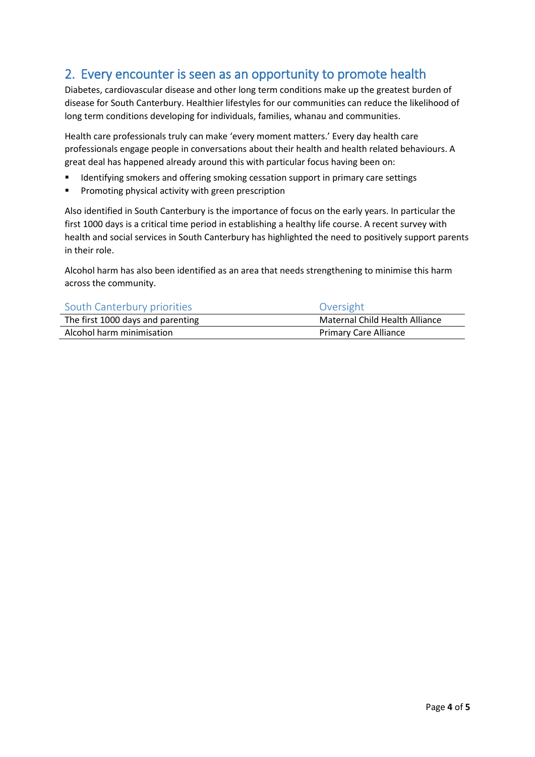## 2. Every encounter is seen as an opportunity to promote health

Diabetes, cardiovascular disease and other long term conditions make up the greatest burden of disease for South Canterbury. Healthier lifestyles for our communities can reduce the likelihood of long term conditions developing for individuals, families, whanau and communities.

Health care professionals truly can make 'every moment matters.' Every day health care professionals engage people in conversations about their health and health related behaviours. A great deal has happened already around this with particular focus having been on:

- Identifying smokers and offering smoking cessation support in primary care settings
- Promoting physical activity with green prescription

Also identified in South Canterbury is the importance of focus on the early years. In particular the first 1000 days is a critical time period in establishing a healthy life course. A recent survey with health and social services in South Canterbury has highlighted the need to positively support parents in their role.

Alcohol harm has also been identified as an area that needs strengthening to minimise this harm across the community.

| South Canterbury priorities | Oversight |
|---|---|
| The first 1000 days and parenting | Maternal Child Health Alliance |
| Alcohol harm minimisation | Primary Care Alliance |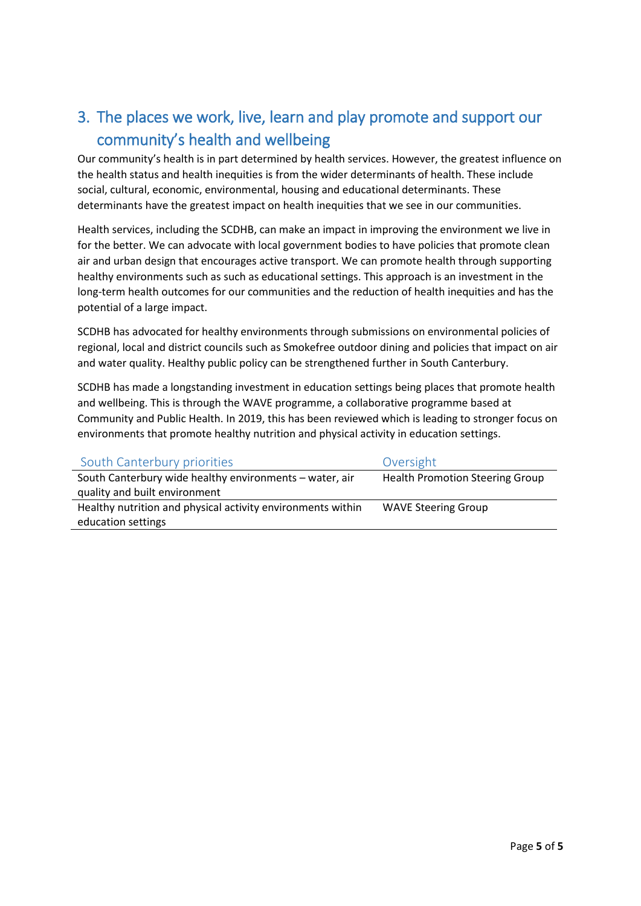## 3. The places we work, live, learn and play promote and support our community's health and wellbeing

Our community's health is in part determined by health services. However, the greatest influence on the health status and health inequities is from the wider determinants of health. These include social, cultural, economic, environmental, housing and educational determinants. These determinants have the greatest impact on health inequities that we see in our communities.

Health services, including the SCDHB, can make an impact in improving the environment we live in for the better. We can advocate with local government bodies to have policies that promote clean air and urban design that encourages active transport. We can promote health through supporting healthy environments such as such as educational settings. This approach is an investment in the long-term health outcomes for our communities and the reduction of health inequities and has the potential of a large impact.

SCDHB has advocated for healthy environments through submissions on environmental policies of regional, local and district councils such as Smokefree outdoor dining and policies that impact on air and water quality. Healthy public policy can be strengthened further in South Canterbury.

SCDHB has made a longstanding investment in education settings being places that promote health and wellbeing. This is through the WAVE programme, a collaborative programme based at Community and Public Health. In 2019, this has been reviewed which is leading to stronger focus on environments that promote healthy nutrition and physical activity in education settings.

| South Canterbury priorities | Oversight |
|---|---|
| South Canterbury wide healthy environments – water, air quality and built environment | Health Promotion Steering Group |
| Healthy nutrition and physical activity environments within education settings | WAVE Steering Group |